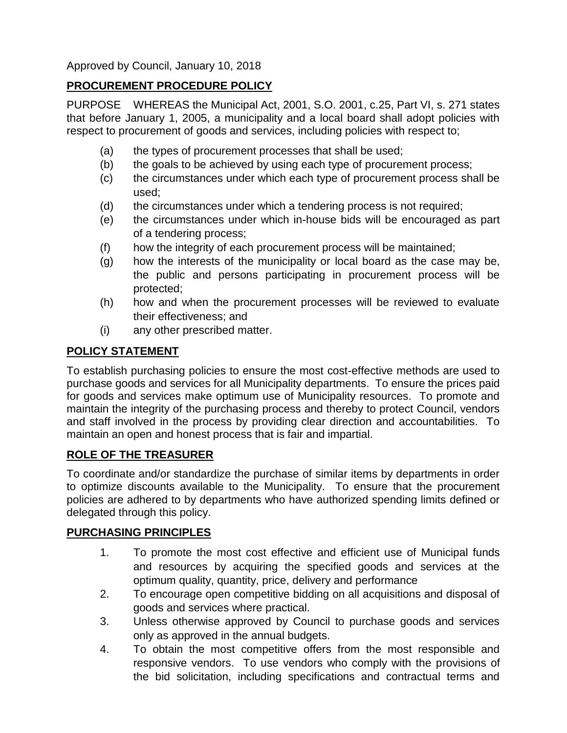Approved by Council, January 10, 2018

## PROCUREMENT PROCEDURE POLICY

PURPOSE WHEREAS the Municipal Act, 2001, S.O. 2001, c.25, Part VI, s. 271 states that before January 1, 2005, a municipality and a local board shall adopt policies with respect to procurement of goods and services, including policies with respect to;

(a) the types of procurement processes that shall be used;
(b) the goals to be achieved by using each type of procurement process;
(c) the circumstances under which each type of procurement process shall be used;
(d) the circumstances under which a tendering process is not required;
(e) the circumstances under which in-house bids will be encouraged as part of a tendering process;
(f) how the integrity of each procurement process will be maintained;
(g) how the interests of the municipality or local board as the case may be, the public and persons participating in procurement process will be protected;
(h) how and when the procurement processes will be reviewed to evaluate their effectiveness; and
(i) any other prescribed matter.

## POLICY STATEMENT

To establish purchasing policies to ensure the most cost-effective methods are used to purchase goods and services for all Municipality departments. To ensure the prices paid for goods and services make optimum use of Municipality resources. To promote and maintain the integrity of the purchasing process and thereby to protect Council, vendors and staff involved in the process by providing clear direction and accountabilities. To maintain an open and honest process that is fair and impartial.

## ROLE OF THE TREASURER

To coordinate and/or standardize the purchase of similar items by departments in order to optimize discounts available to the Municipality. To ensure that the procurement policies are adhered to by departments who have authorized spending limits defined or delegated through this policy.

## PURCHASING PRINCIPLES

1. To promote the most cost effective and efficient use of Municipal funds and resources by acquiring the specified goods and services at the optimum quality, quantity, price, delivery and performance
2. To encourage open competitive bidding on all acquisitions and disposal of goods and services where practical.
3. Unless otherwise approved by Council to purchase goods and services only as approved in the annual budgets.
4. To obtain the most competitive offers from the most responsible and responsive vendors. To use vendors who comply with the provisions of the bid solicitation, including specifications and contractual terms and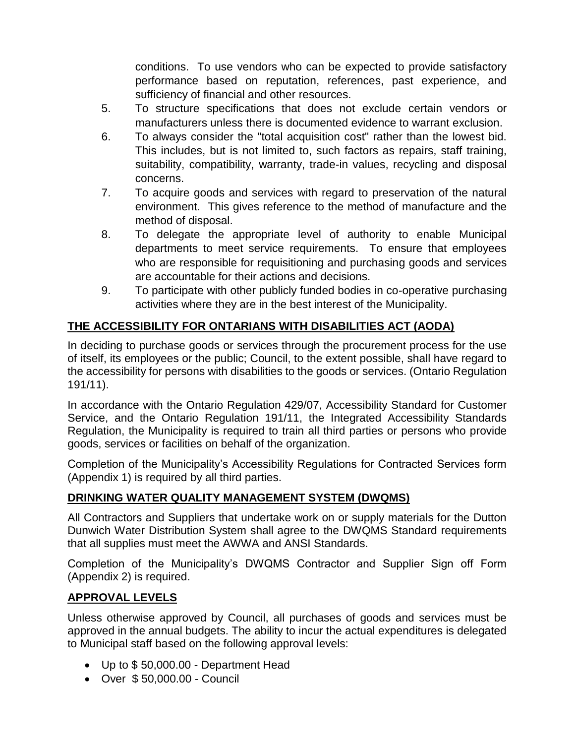conditions. To use vendors who can be expected to provide satisfactory performance based on reputation, references, past experience, and sufficiency of financial and other resources.

5. To structure specifications that does not exclude certain vendors or manufacturers unless there is documented evidence to warrant exclusion.
6. To always consider the "total acquisition cost" rather than the lowest bid. This includes, but is not limited to, such factors as repairs, staff training, suitability, compatibility, warranty, trade-in values, recycling and disposal concerns.
7. To acquire goods and services with regard to preservation of the natural environment. This gives reference to the method of manufacture and the method of disposal.
8. To delegate the appropriate level of authority to enable Municipal departments to meet service requirements. To ensure that employees who are responsible for requisitioning and purchasing goods and services are accountable for their actions and decisions.
9. To participate with other publicly funded bodies in co-operative purchasing activities where they are in the best interest of the Municipality.

## THE ACCESSIBILITY FOR ONTARIANS WITH DISABILITIES ACT (AODA)

In deciding to purchase goods or services through the procurement process for the use of itself, its employees or the public; Council, to the extent possible, shall have regard to the accessibility for persons with disabilities to the goods or services. (Ontario Regulation 191/11).

In accordance with the Ontario Regulation 429/07, Accessibility Standard for Customer Service, and the Ontario Regulation 191/11, the Integrated Accessibility Standards Regulation, the Municipality is required to train all third parties or persons who provide goods, services or facilities on behalf of the organization.

Completion of the Municipality's Accessibility Regulations for Contracted Services form (Appendix 1) is required by all third parties.

## DRINKING WATER QUALITY MANAGEMENT SYSTEM (DWQMS)

All Contractors and Suppliers that undertake work on or supply materials for the Dutton Dunwich Water Distribution System shall agree to the DWQMS Standard requirements that all supplies must meet the AWWA and ANSI Standards.

Completion of the Municipality's DWQMS Contractor and Supplier Sign off Form (Appendix 2) is required.

## APPROVAL LEVELS

Unless otherwise approved by Council, all purchases of goods and services must be approved in the annual budgets. The ability to incur the actual expenditures is delegated to Municipal staff based on the following approval levels:

- Up to $ 50,000.00 - Department Head
- Over $ 50,000.00 - Council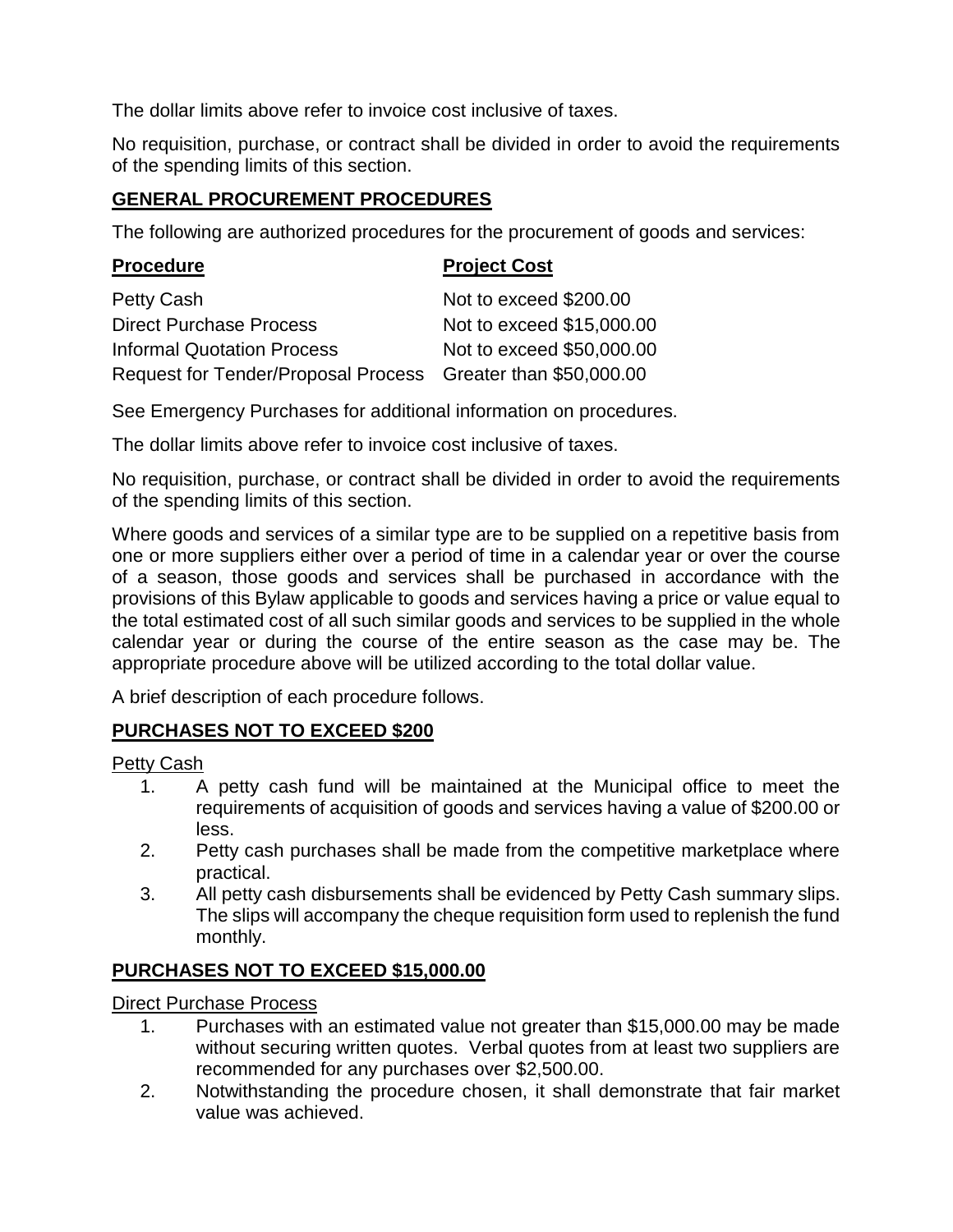The dollar limits above refer to invoice cost inclusive of taxes.

No requisition, purchase, or contract shall be divided in order to avoid the requirements of the spending limits of this section.

## GENERAL PROCUREMENT PROCEDURES

The following are authorized procedures for the procurement of goods and services:

| Procedure | Project Cost |
|---|---|
| Petty Cash | Not to exceed $200.00 |
| Direct Purchase Process | Not to exceed $15,000.00 |
| Informal Quotation Process | Not to exceed $50,000.00 |
| Request for Tender/Proposal Process | Greater than $50,000.00 |

See Emergency Purchases for additional information on procedures.

The dollar limits above refer to invoice cost inclusive of taxes.

No requisition, purchase, or contract shall be divided in order to avoid the requirements of the spending limits of this section.

Where goods and services of a similar type are to be supplied on a repetitive basis from one or more suppliers either over a period of time in a calendar year or over the course of a season, those goods and services shall be purchased in accordance with the provisions of this Bylaw applicable to goods and services having a price or value equal to the total estimated cost of all such similar goods and services to be supplied in the whole calendar year or during the course of the entire season as the case may be. The appropriate procedure above will be utilized according to the total dollar value.

A brief description of each procedure follows.

## PURCHASES NOT TO EXCEED $200

Petty Cash

1. A petty cash fund will be maintained at the Municipal office to meet the requirements of acquisition of goods and services having a value of $200.00 or less.
2. Petty cash purchases shall be made from the competitive marketplace where practical.
3. All petty cash disbursements shall be evidenced by Petty Cash summary slips. The slips will accompany the cheque requisition form used to replenish the fund monthly.

## PURCHASES NOT TO EXCEED $15,000.00

Direct Purchase Process

1. Purchases with an estimated value not greater than $15,000.00 may be made without securing written quotes. Verbal quotes from at least two suppliers are recommended for any purchases over $2,500.00.
2. Notwithstanding the procedure chosen, it shall demonstrate that fair market value was achieved.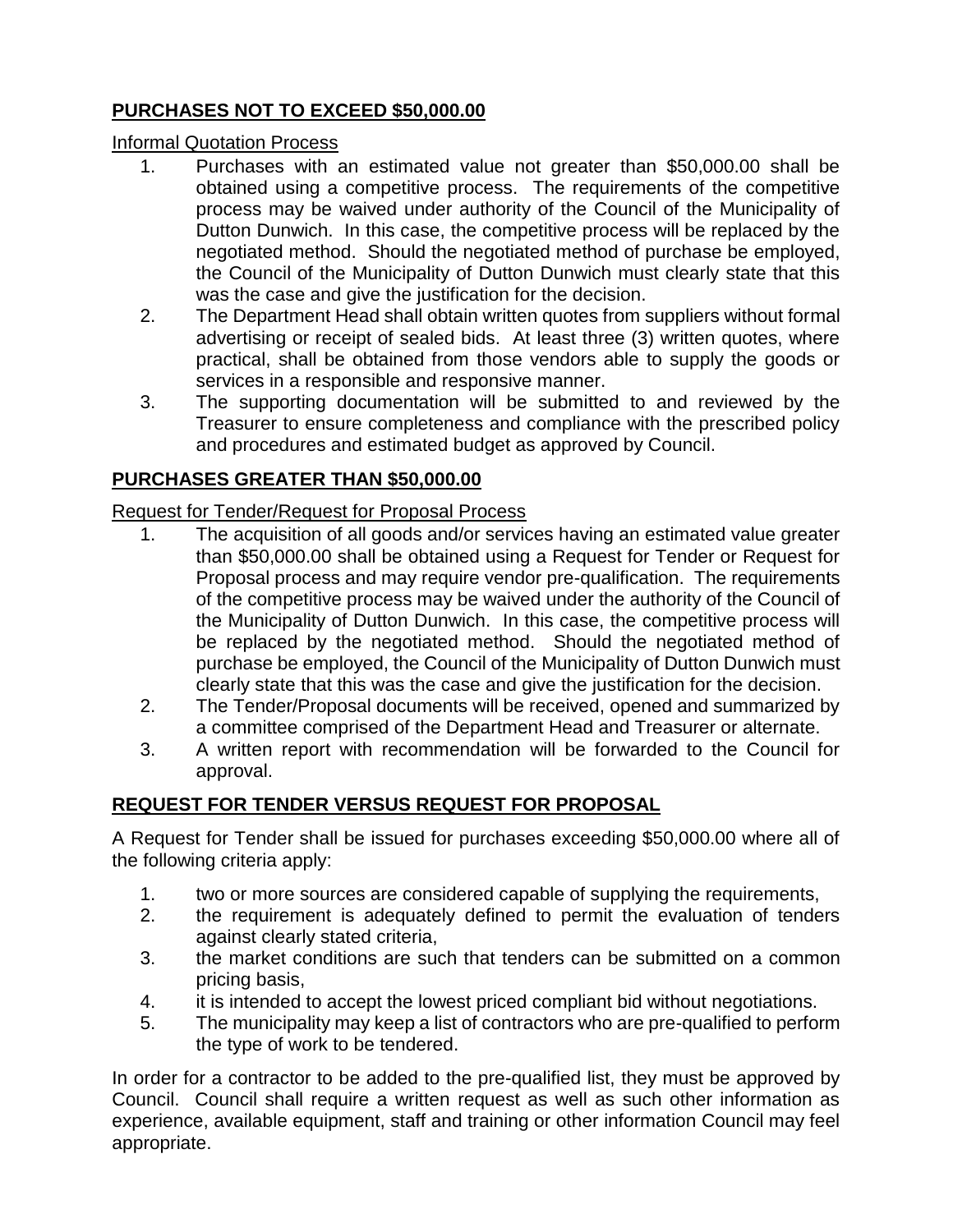## **PURCHASES NOT TO EXCEED $50,000.00**

Informal Quotation Process

1. Purchases with an estimated value not greater than $50,000.00 shall be obtained using a competitive process. The requirements of the competitive process may be waived under authority of the Council of the Municipality of Dutton Dunwich. In this case, the competitive process will be replaced by the negotiated method. Should the negotiated method of purchase be employed, the Council of the Municipality of Dutton Dunwich must clearly state that this was the case and give the justification for the decision.
2. The Department Head shall obtain written quotes from suppliers without formal advertising or receipt of sealed bids. At least three (3) written quotes, where practical, shall be obtained from those vendors able to supply the goods or services in a responsible and responsive manner.
3. The supporting documentation will be submitted to and reviewed by the Treasurer to ensure completeness and compliance with the prescribed policy and procedures and estimated budget as approved by Council.

## **PURCHASES GREATER THAN $50,000.00**

Request for Tender/Request for Proposal Process

1. The acquisition of all goods and/or services having an estimated value greater than $50,000.00 shall be obtained using a Request for Tender or Request for Proposal process and may require vendor pre-qualification. The requirements of the competitive process may be waived under the authority of the Council of the Municipality of Dutton Dunwich. In this case, the competitive process will be replaced by the negotiated method. Should the negotiated method of purchase be employed, the Council of the Municipality of Dutton Dunwich must clearly state that this was the case and give the justification for the decision.
2. The Tender/Proposal documents will be received, opened and summarized by a committee comprised of the Department Head and Treasurer or alternate.
3. A written report with recommendation will be forwarded to the Council for approval.

## **REQUEST FOR TENDER VERSUS REQUEST FOR PROPOSAL**

A Request for Tender shall be issued for purchases exceeding $50,000.00 where all of the following criteria apply:

1. two or more sources are considered capable of supplying the requirements,
2. the requirement is adequately defined to permit the evaluation of tenders against clearly stated criteria,
3. the market conditions are such that tenders can be submitted on a common pricing basis,
4. it is intended to accept the lowest priced compliant bid without negotiations.
5. The municipality may keep a list of contractors who are pre-qualified to perform the type of work to be tendered.

In order for a contractor to be added to the pre-qualified list, they must be approved by Council. Council shall require a written request as well as such other information as experience, available equipment, staff and training or other information Council may feel appropriate.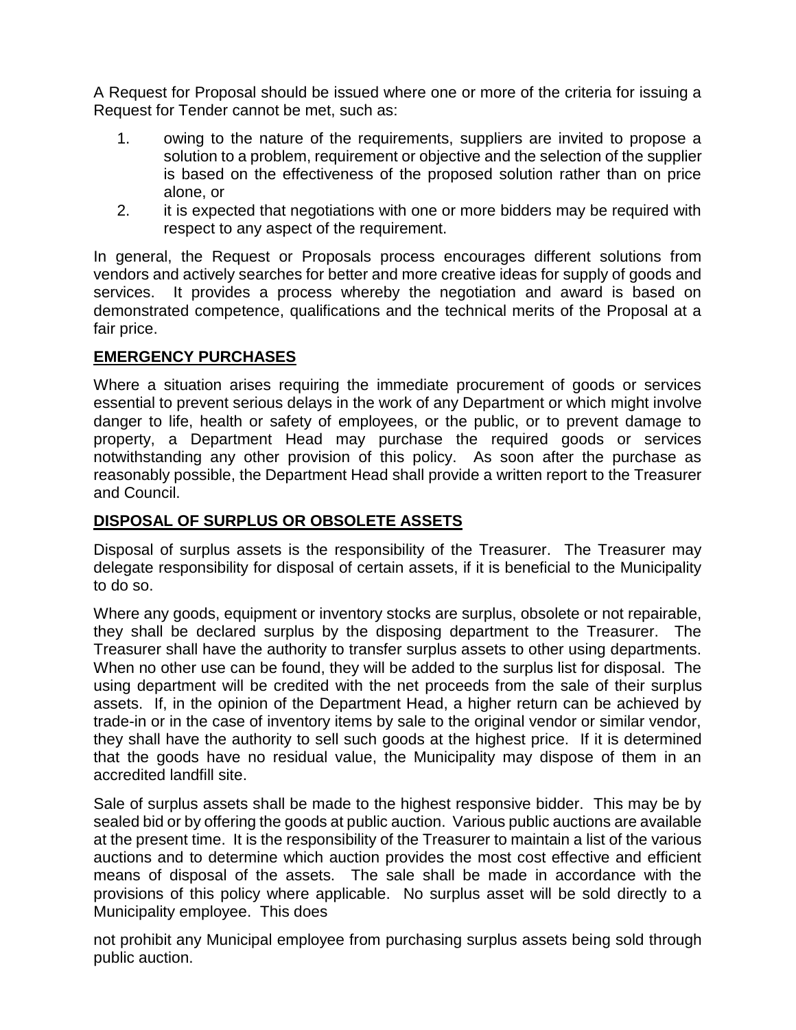A Request for Proposal should be issued where one or more of the criteria for issuing a Request for Tender cannot be met, such as:

1. owing to the nature of the requirements, suppliers are invited to propose a solution to a problem, requirement or objective and the selection of the supplier is based on the effectiveness of the proposed solution rather than on price alone, or
2. it is expected that negotiations with one or more bidders may be required with respect to any aspect of the requirement.

In general, the Request or Proposals process encourages different solutions from vendors and actively searches for better and more creative ideas for supply of goods and services. It provides a process whereby the negotiation and award is based on demonstrated competence, qualifications and the technical merits of the Proposal at a fair price.

## EMERGENCY PURCHASES

Where a situation arises requiring the immediate procurement of goods or services essential to prevent serious delays in the work of any Department or which might involve danger to life, health or safety of employees, or the public, or to prevent damage to property, a Department Head may purchase the required goods or services notwithstanding any other provision of this policy. As soon after the purchase as reasonably possible, the Department Head shall provide a written report to the Treasurer and Council.

## DISPOSAL OF SURPLUS OR OBSOLETE ASSETS

Disposal of surplus assets is the responsibility of the Treasurer. The Treasurer may delegate responsibility for disposal of certain assets, if it is beneficial to the Municipality to do so.

Where any goods, equipment or inventory stocks are surplus, obsolete or not repairable, they shall be declared surplus by the disposing department to the Treasurer. The Treasurer shall have the authority to transfer surplus assets to other using departments. When no other use can be found, they will be added to the surplus list for disposal. The using department will be credited with the net proceeds from the sale of their surplus assets. If, in the opinion of the Department Head, a higher return can be achieved by trade-in or in the case of inventory items by sale to the original vendor or similar vendor, they shall have the authority to sell such goods at the highest price. If it is determined that the goods have no residual value, the Municipality may dispose of them in an accredited landfill site.

Sale of surplus assets shall be made to the highest responsive bidder. This may be by sealed bid or by offering the goods at public auction. Various public auctions are available at the present time. It is the responsibility of the Treasurer to maintain a list of the various auctions and to determine which auction provides the most cost effective and efficient means of disposal of the assets. The sale shall be made in accordance with the provisions of this policy where applicable. No surplus asset will be sold directly to a Municipality employee. This does

not prohibit any Municipal employee from purchasing surplus assets being sold through public auction.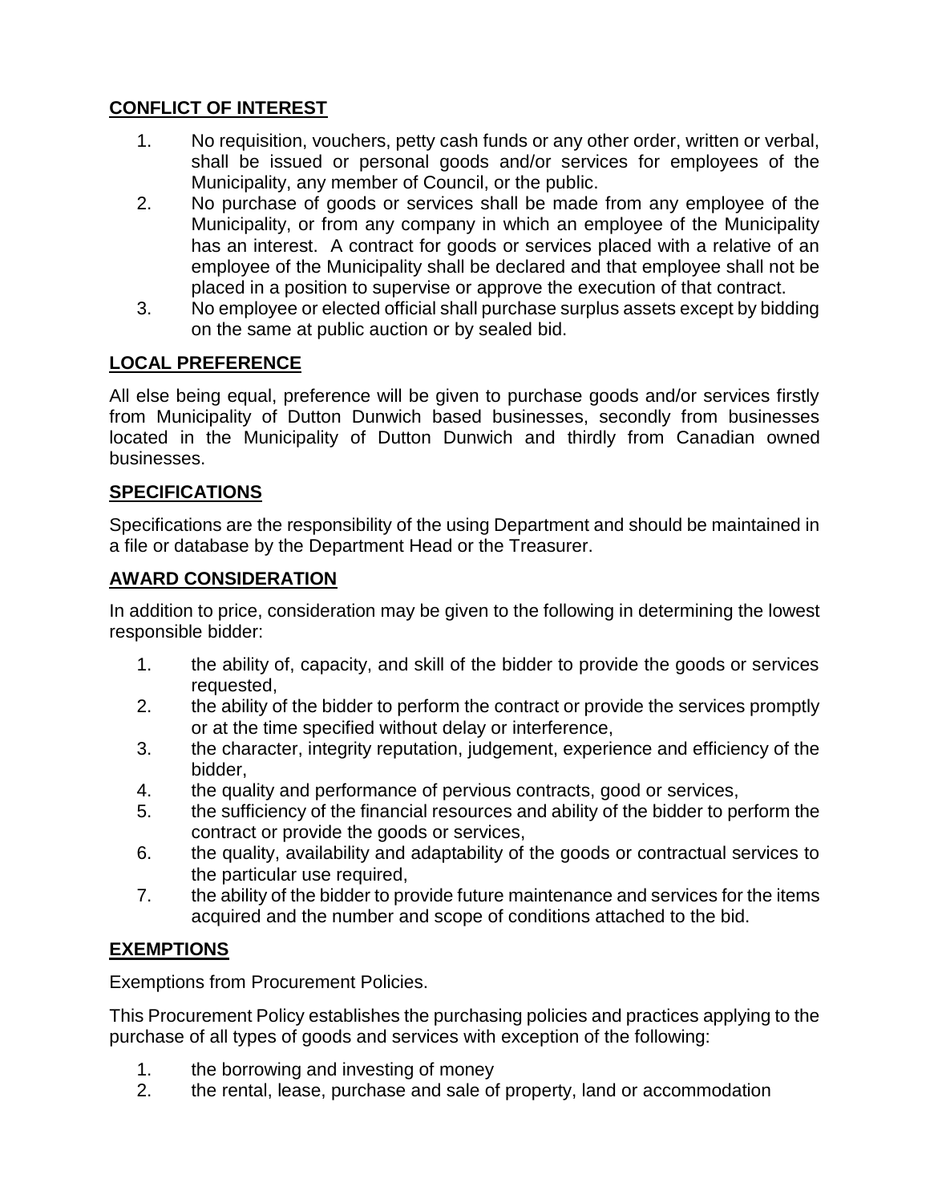## CONFLICT OF INTEREST

1. No requisition, vouchers, petty cash funds or any other order, written or verbal, shall be issued or personal goods and/or services for employees of the Municipality, any member of Council, or the public.
2. No purchase of goods or services shall be made from any employee of the Municipality, or from any company in which an employee of the Municipality has an interest. A contract for goods or services placed with a relative of an employee of the Municipality shall be declared and that employee shall not be placed in a position to supervise or approve the execution of that contract.
3. No employee or elected official shall purchase surplus assets except by bidding on the same at public auction or by sealed bid.

## LOCAL PREFERENCE

All else being equal, preference will be given to purchase goods and/or services firstly from Municipality of Dutton Dunwich based businesses, secondly from businesses located in the Municipality of Dutton Dunwich and thirdly from Canadian owned businesses.

## SPECIFICATIONS

Specifications are the responsibility of the using Department and should be maintained in a file or database by the Department Head or the Treasurer.

## AWARD CONSIDERATION

In addition to price, consideration may be given to the following in determining the lowest responsible bidder:

1. the ability of, capacity, and skill of the bidder to provide the goods or services requested,
2. the ability of the bidder to perform the contract or provide the services promptly or at the time specified without delay or interference,
3. the character, integrity reputation, judgement, experience and efficiency of the bidder,
4. the quality and performance of pervious contracts, good or services,
5. the sufficiency of the financial resources and ability of the bidder to perform the contract or provide the goods or services,
6. the quality, availability and adaptability of the goods or contractual services to the particular use required,
7. the ability of the bidder to provide future maintenance and services for the items acquired and the number and scope of conditions attached to the bid.

## EXEMPTIONS

Exemptions from Procurement Policies.

This Procurement Policy establishes the purchasing policies and practices applying to the purchase of all types of goods and services with exception of the following:

1. the borrowing and investing of money
2. the rental, lease, purchase and sale of property, land or accommodation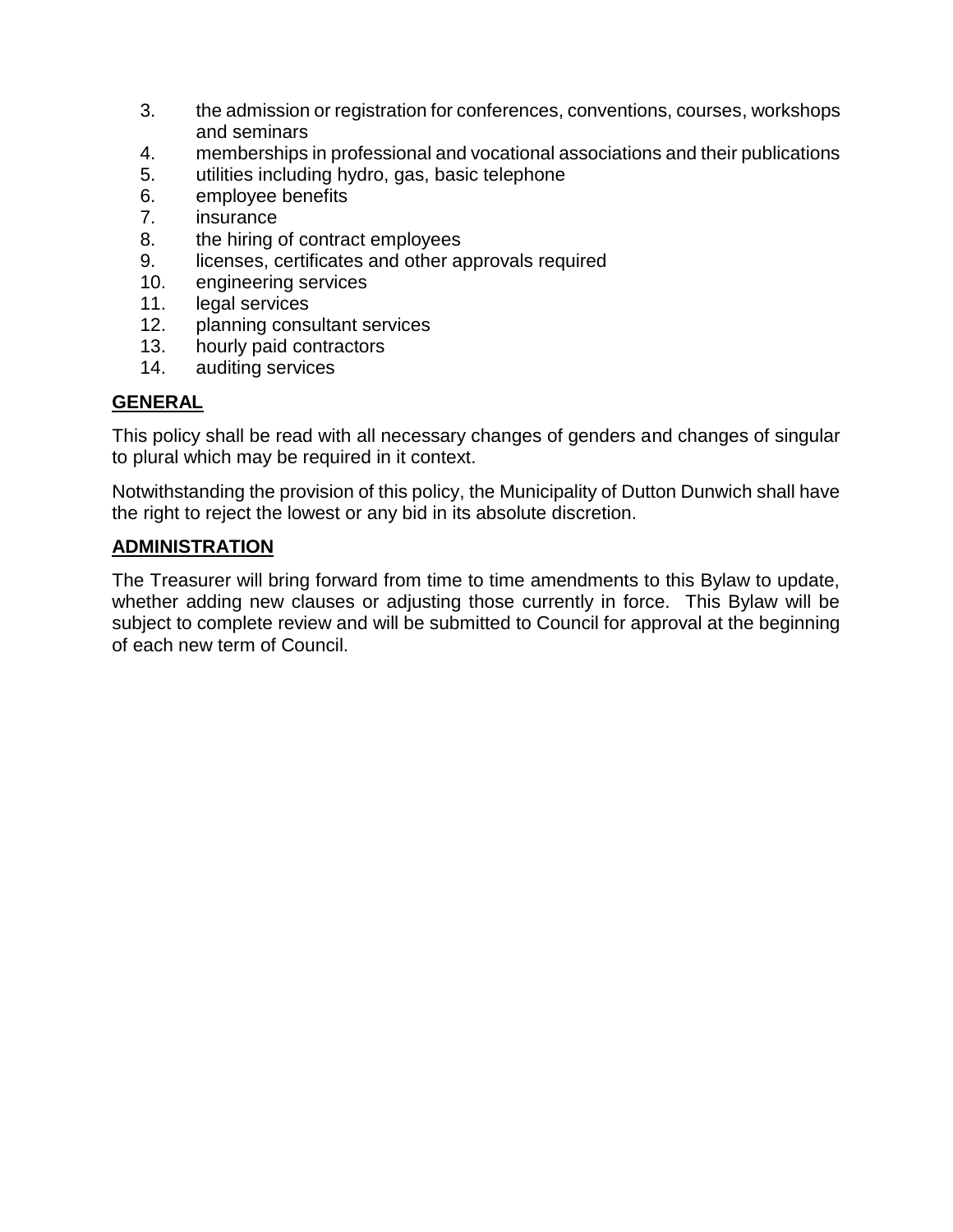3. the admission or registration for conferences, conventions, courses, workshops and seminars
4. memberships in professional and vocational associations and their publications
5. utilities including hydro, gas, basic telephone
6. employee benefits
7. insurance
8. the hiring of contract employees
9. licenses, certificates and other approvals required
10. engineering services
11. legal services
12. planning consultant services
13. hourly paid contractors
14. auditing services

## GENERAL

This policy shall be read with all necessary changes of genders and changes of singular to plural which may be required in it context.

Notwithstanding the provision of this policy, the Municipality of Dutton Dunwich shall have the right to reject the lowest or any bid in its absolute discretion.

## ADMINISTRATION

The Treasurer will bring forward from time to time amendments to this Bylaw to update, whether adding new clauses or adjusting those currently in force. This Bylaw will be subject to complete review and will be submitted to Council for approval at the beginning of each new term of Council.